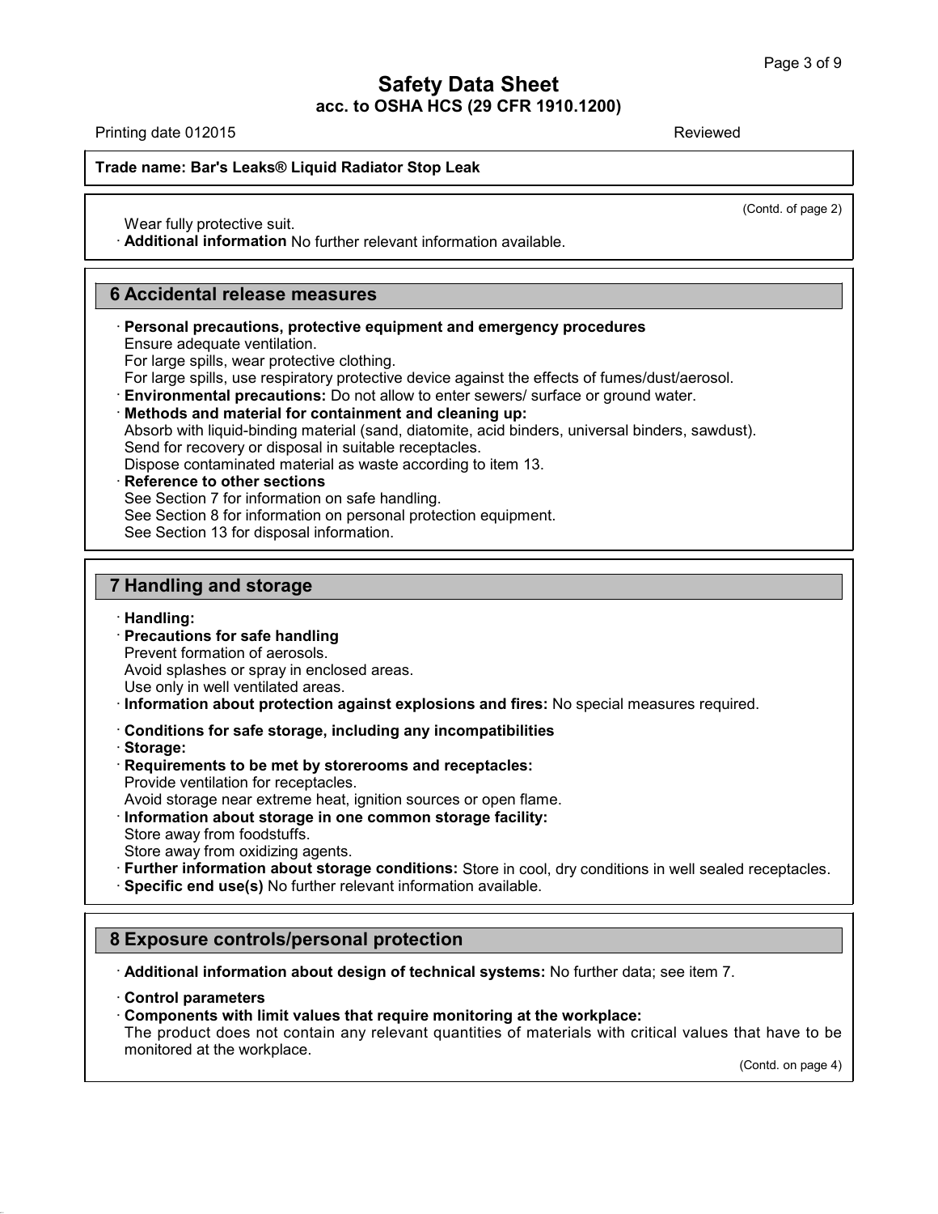Wear fully protective suit.

· **Additional information** No further relevant information available.

## 6 Accidental release measures

· **Personal precautions, protective equipment and emergency procedures**
Ensure adequate ventilation.
For large spills, wear protective clothing.
For large spills, use respiratory protective device against the effects of fumes/dust/aerosol.

· **Environmental precautions:** Do not allow to enter sewers/ surface or ground water.

· **Methods and material for containment and cleaning up:**
Absorb with liquid-binding material (sand, diatomite, acid binders, universal binders, sawdust).
Send for recovery or disposal in suitable receptacles.
Dispose contaminated material as waste according to item 13.

· **Reference to other sections**
See Section 7 for information on safe handling.
See Section 8 for information on personal protection equipment.
See Section 13 for disposal information.

## 7 Handling and storage

· **Handling:**

· **Precautions for safe handling**
Prevent formation of aerosols.
Avoid splashes or spray in enclosed areas.
Use only in well ventilated areas.

· **Information about protection against explosions and fires:** No special measures required.

· **Conditions for safe storage, including any incompatibilities**

· **Storage:**

· **Requirements to be met by storerooms and receptacles:**
Provide ventilation for receptacles.
Avoid storage near extreme heat, ignition sources or open flame.

· **Information about storage in one common storage facility:**
Store away from foodstuffs.
Store away from oxidizing agents.

· **Further information about storage conditions:** Store in cool, dry conditions in well sealed receptacles.

· **Specific end use(s)** No further relevant information available.

## 8 Exposure controls/personal protection

· **Additional information about design of technical systems:** No further data; see item 7.

· **Control parameters**

· **Components with limit values that require monitoring at the workplace:**
The product does not contain any relevant quantities of materials with critical values that have to be monitored at the workplace.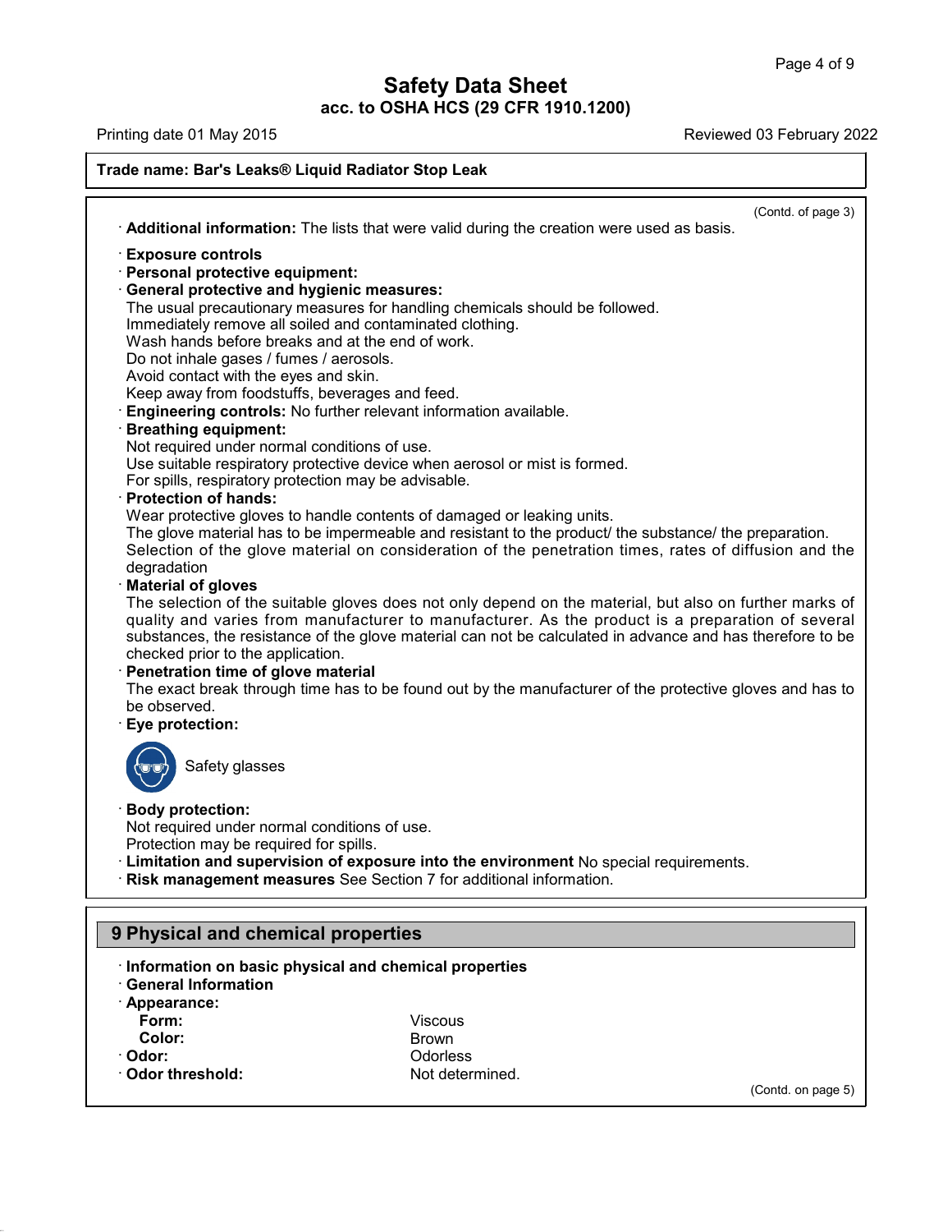**Trade name: Bar's Leaks® Liquid Radiator Stop Leak**

(Contd. of page 3)

· **Additional information:** The lists that were valid during the creation were used as basis.

· **Exposure controls**
· **Personal protective equipment:**
· **General protective and hygienic measures:**
The usual precautionary measures for handling chemicals should be followed.
Immediately remove all soiled and contaminated clothing.
Wash hands before breaks and at the end of work.
Do not inhale gases / fumes / aerosols.
Avoid contact with the eyes and skin.
Keep away from foodstuffs, beverages and feed.
· **Engineering controls:** No further relevant information available.
· **Breathing equipment:**
Not required under normal conditions of use.
Use suitable respiratory protective device when aerosol or mist is formed.
For spills, respiratory protection may be advisable.
· **Protection of hands:**
Wear protective gloves to handle contents of damaged or leaking units.
The glove material has to be impermeable and resistant to the product/ the substance/ the preparation.
Selection of the glove material on consideration of the penetration times, rates of diffusion and the degradation
· **Material of gloves**
The selection of the suitable gloves does not only depend on the material, but also on further marks of quality and varies from manufacturer to manufacturer. As the product is a preparation of several substances, the resistance of the glove material can not be calculated in advance and has therefore to be checked prior to the application.
· **Penetration time of glove material**
The exact break through time has to be found out by the manufacturer of the protective gloves and has to be observed.
· **Eye protection:**

Safety glasses

· **Body protection:**
Not required under normal conditions of use.
Protection may be required for spills.
· **Limitation and supervision of exposure into the environment** No special requirements.
· **Risk management measures** See Section 7 for additional information.

## 9 Physical and chemical properties

· **Information on basic physical and chemical properties**
· **General Information**
· **Appearance:**

| | |
|---|---|
| **Form:** | Viscous |
| **Color:** | Brown |
| · **Odor:** | Odorless |
| · **Odor threshold:** | Not determined. |

(Contd. on page 5)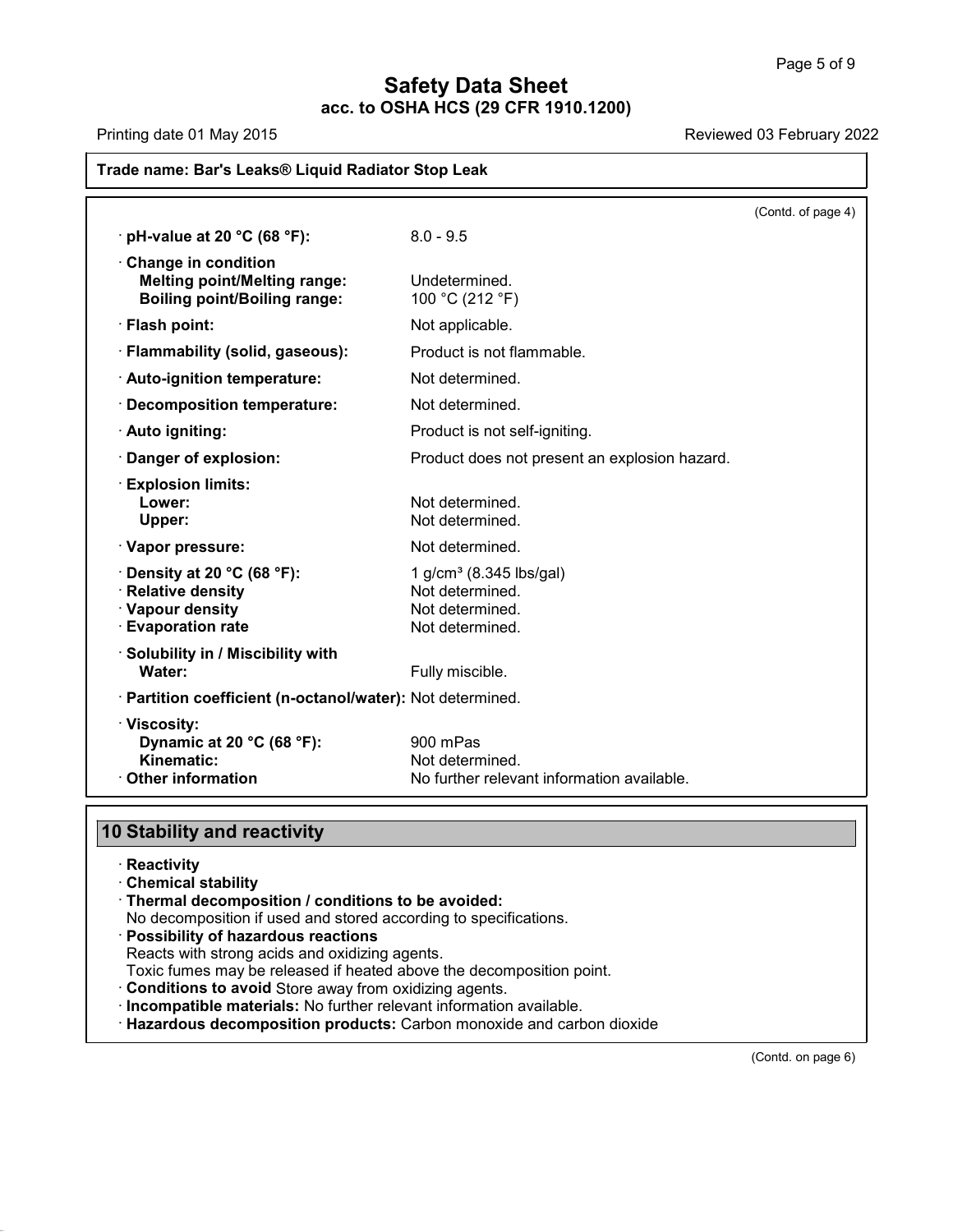(Contd. of page 4)

| | |
|---|---|
| · **pH-value at 20 °C (68 °F):** | 8.0 - 9.5 |
| · **Change in condition** | |
| **Melting point/Melting range:** | Undetermined. |
| **Boiling point/Boiling range:** | 100 °C (212 °F) |
| · **Flash point:** | Not applicable. |
| · **Flammability (solid, gaseous):** | Product is not flammable. |
| · **Auto-ignition temperature:** | Not determined. |
| · **Decomposition temperature:** | Not determined. |
| · **Auto igniting:** | Product is not self-igniting. |
| · **Danger of explosion:** | Product does not present an explosion hazard. |
| · **Explosion limits:** | |
| **Lower:** | Not determined. |
| **Upper:** | Not determined. |
| · **Vapor pressure:** | Not determined. |
| · **Density at 20 °C (68 °F):** | 1 g/cm³ (8.345 lbs/gal) |
| · **Relative density** | Not determined. |
| · **Vapour density** | Not determined. |
| · **Evaporation rate** | Not determined. |
| · **Solubility in / Miscibility with** | |
| **Water:** | Fully miscible. |
| · **Partition coefficient (n-octanol/water):** | Not determined. |
| · **Viscosity:** | |
| **Dynamic at 20 °C (68 °F):** | 900 mPas |
| **Kinematic:** | Not determined. |
| · **Other information** | No further relevant information available. |

## 10 Stability and reactivity

· **Reactivity**

· **Chemical stability**

· **Thermal decomposition / conditions to be avoided:**
No decomposition if used and stored according to specifications.

· **Possibility of hazardous reactions**
Reacts with strong acids and oxidizing agents.
Toxic fumes may be released if heated above the decomposition point.

· **Conditions to avoid** Store away from oxidizing agents.

· **Incompatible materials:** No further relevant information available.

· **Hazardous decomposition products:** Carbon monoxide and carbon dioxide

(Contd. on page 6)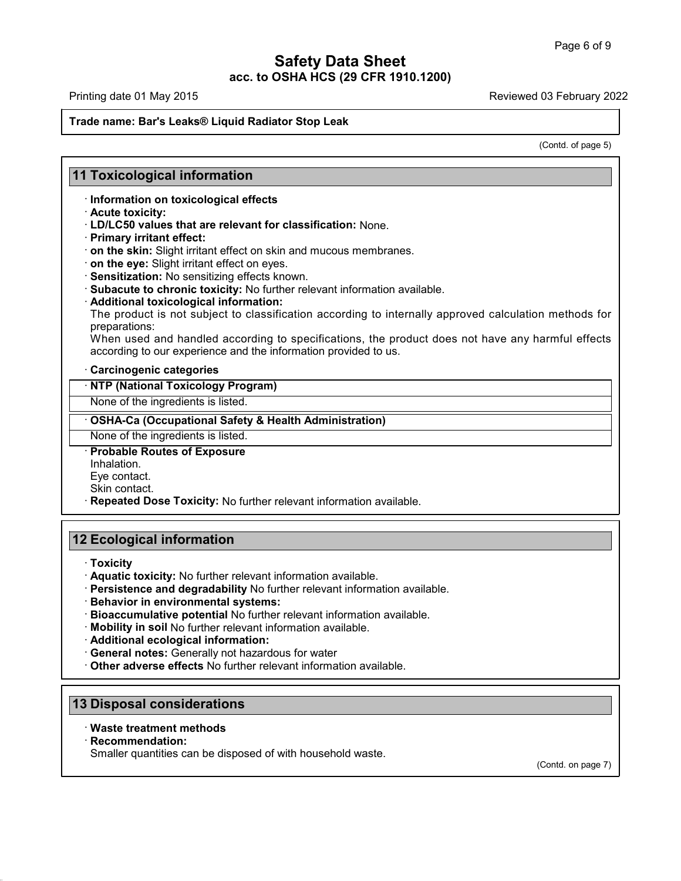(Contd. of page 5)

## 11 Toxicological information

· **Information on toxicological effects**
· **Acute toxicity:**
· **LD/LC50 values that are relevant for classification:** None.
· **Primary irritant effect:**
· **on the skin:** Slight irritant effect on skin and mucous membranes.
· **on the eye:** Slight irritant effect on eyes.
· **Sensitization:** No sensitizing effects known.
· **Subacute to chronic toxicity:** No further relevant information available.
· **Additional toxicological information:**
The product is not subject to classification according to internally approved calculation methods for preparations:
When used and handled according to specifications, the product does not have any harmful effects according to our experience and the information provided to us.

· **Carcinogenic categories**

| · **NTP (National Toxicology Program)** |
| --- |
| None of the ingredients is listed. |

| · **OSHA-Ca (Occupational Safety & Health Administration)** |
| --- |
| None of the ingredients is listed. |

· **Probable Routes of Exposure**
Inhalation.
Eye contact.
Skin contact.
· **Repeated Dose Toxicity:** No further relevant information available.

## 12 Ecological information

· **Toxicity**
· **Aquatic toxicity:** No further relevant information available.
· **Persistence and degradability** No further relevant information available.
· **Behavior in environmental systems:**
· **Bioaccumulative potential** No further relevant information available.
· **Mobility in soil** No further relevant information available.
· **Additional ecological information:**
· **General notes:** Generally not hazardous for water
· **Other adverse effects** No further relevant information available.

## 13 Disposal considerations

· **Waste treatment methods**
· **Recommendation:**
Smaller quantities can be disposed of with household waste.

(Contd. on page 7)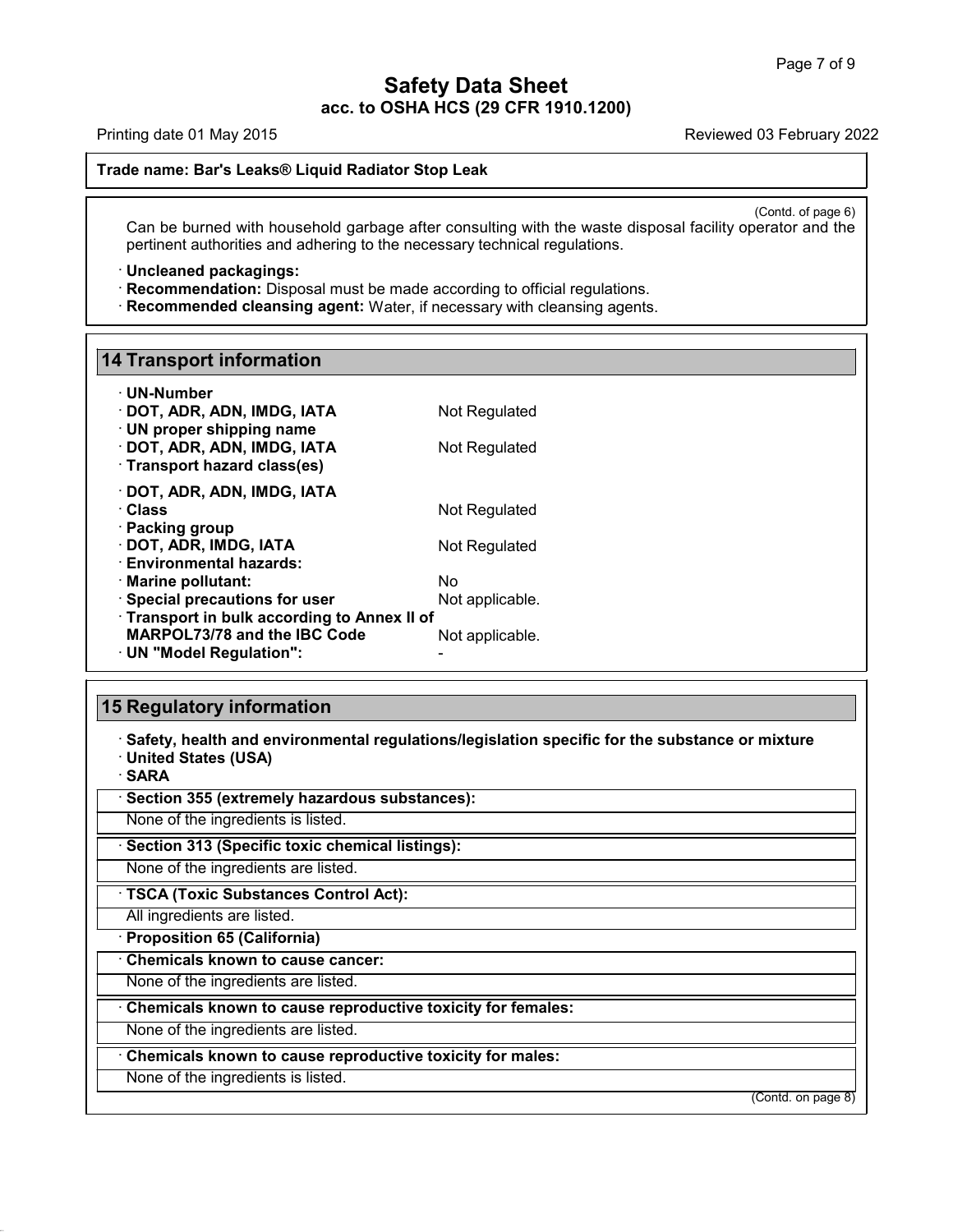# Safety Data Sheet
**acc. to OSHA HCS (29 CFR 1910.1200)**

Printing date 01 May 2015 Reviewed 03 February 2022

**Trade name: Bar's Leaks® Liquid Radiator Stop Leak**

(Contd. of page 6)

Can be burned with household garbage after consulting with the waste disposal facility operator and the pertinent authorities and adhering to the necessary technical regulations.

· **Uncleaned packagings:**
· **Recommendation:** Disposal must be made according to official regulations.
· **Recommended cleansing agent:** Water, if necessary with cleansing agents.

## 14 Transport information

· **UN-Number**
· **DOT, ADR, ADN, IMDG, IATA** Not Regulated
· **UN proper shipping name**
· **DOT, ADR, ADN, IMDG, IATA** Not Regulated
· **Transport hazard class(es)**

· **DOT, ADR, ADN, IMDG, IATA**
· **Class** Not Regulated
· **Packing group**
· **DOT, ADR, IMDG, IATA** Not Regulated
· **Environmental hazards:**
· **Marine pollutant:** No
· **Special precautions for user** Not applicable.
· **Transport in bulk according to Annex II of MARPOL73/78 and the IBC Code** Not applicable.
· **UN "Model Regulation":** -

## 15 Regulatory information

· **Safety, health and environmental regulations/legislation specific for the substance or mixture**
· **United States (USA)**
· **SARA**

· **Section 355 (extremely hazardous substances):**
None of the ingredients is listed.

· **Section 313 (Specific toxic chemical listings):**
None of the ingredients are listed.

· **TSCA (Toxic Substances Control Act):**
All ingredients are listed.

· **Proposition 65 (California)**

· **Chemicals known to cause cancer:**
None of the ingredients are listed.

· **Chemicals known to cause reproductive toxicity for females:**
None of the ingredients are listed.

· **Chemicals known to cause reproductive toxicity for males:**
None of the ingredients is listed.

(Contd. on page 8)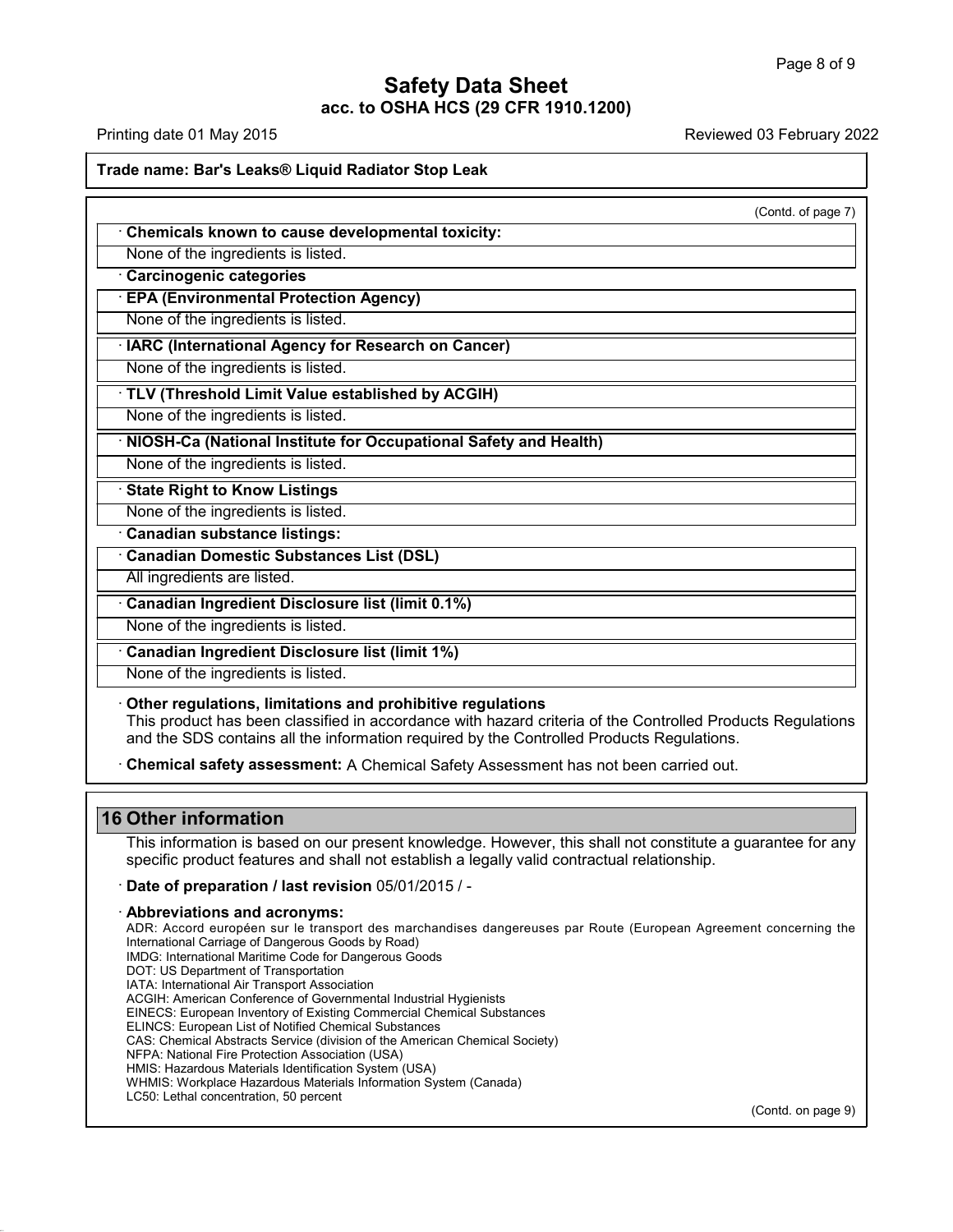# Safety Data Sheet

**acc. to OSHA HCS (29 CFR 1910.1200)**

Printing date 01 May 2015 Reviewed 03 February 2022

**Trade name: Bar's Leaks® Liquid Radiator Stop Leak**

(Contd. of page 7)

· **Chemicals known to cause developmental toxicity:**

None of the ingredients is listed.

· **Carcinogenic categories**

· **EPA (Environmental Protection Agency)**

None of the ingredients is listed.

· **IARC (International Agency for Research on Cancer)**

None of the ingredients is listed.

· **TLV (Threshold Limit Value established by ACGIH)**

None of the ingredients is listed.

· **NIOSH-Ca (National Institute for Occupational Safety and Health)**

None of the ingredients is listed.

· **State Right to Know Listings**

None of the ingredients is listed.

· **Canadian substance listings:**

· **Canadian Domestic Substances List (DSL)**

All ingredients are listed.

· **Canadian Ingredient Disclosure list (limit 0.1%)**

None of the ingredients is listed.

· **Canadian Ingredient Disclosure list (limit 1%)**

None of the ingredients is listed.

· **Other regulations, limitations and prohibitive regulations**

This product has been classified in accordance with hazard criteria of the Controlled Products Regulations and the SDS contains all the information required by the Controlled Products Regulations.

· **Chemical safety assessment:** A Chemical Safety Assessment has not been carried out.

## 16 Other information

This information is based on our present knowledge. However, this shall not constitute a guarantee for any specific product features and shall not establish a legally valid contractual relationship.

· **Date of preparation / last revision** 05/01/2015 / -

· **Abbreviations and acronyms:**

ADR: Accord européen sur le transport des marchandises dangereuses par Route (European Agreement concerning the International Carriage of Dangerous Goods by Road)
IMDG: International Maritime Code for Dangerous Goods
DOT: US Department of Transportation
IATA: International Air Transport Association
ACGIH: American Conference of Governmental Industrial Hygienists
EINECS: European Inventory of Existing Commercial Chemical Substances
ELINCS: European List of Notified Chemical Substances
CAS: Chemical Abstracts Service (division of the American Chemical Society)
NFPA: National Fire Protection Association (USA)
HMIS: Hazardous Materials Identification System (USA)
WHMIS: Workplace Hazardous Materials Information System (Canada)
LC50: Lethal concentration, 50 percent

(Contd. on page 9)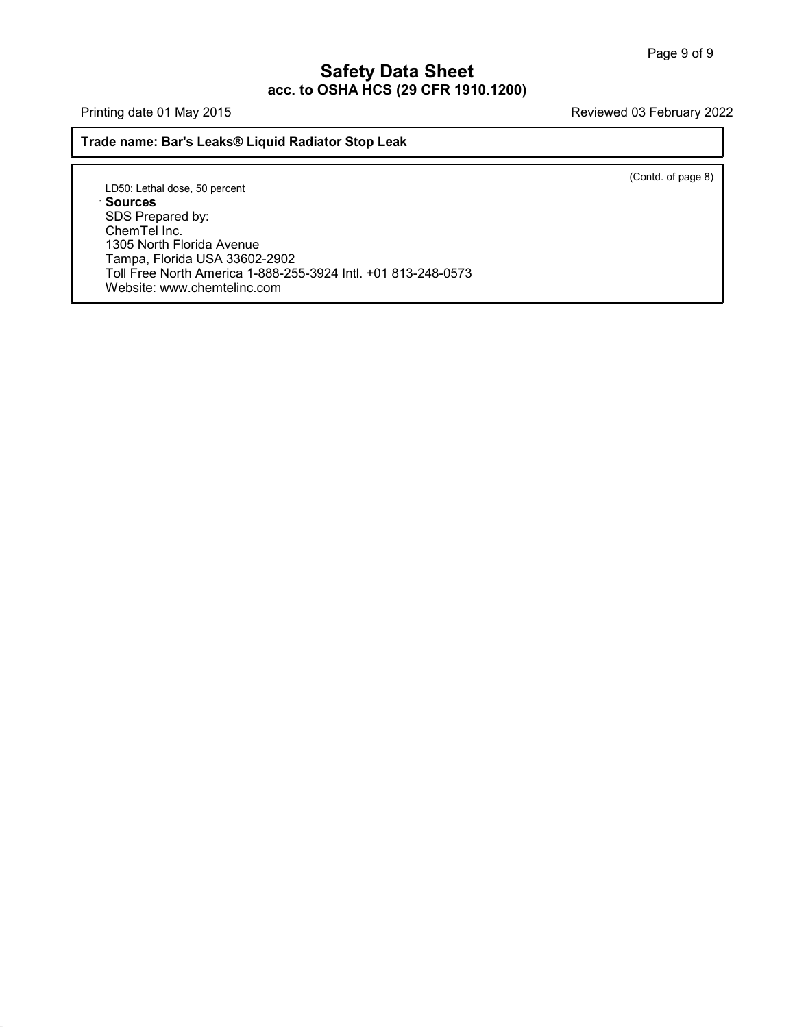(Contd. of page 8)

LD50: Lethal dose, 50 percent

· **Sources**

SDS Prepared by:
ChemTel Inc.
1305 North Florida Avenue
Tampa, Florida USA 33602-2902
Toll Free North America 1-888-255-3924 Intl. +01 813-248-0573
Website: www.chemtelinc.com